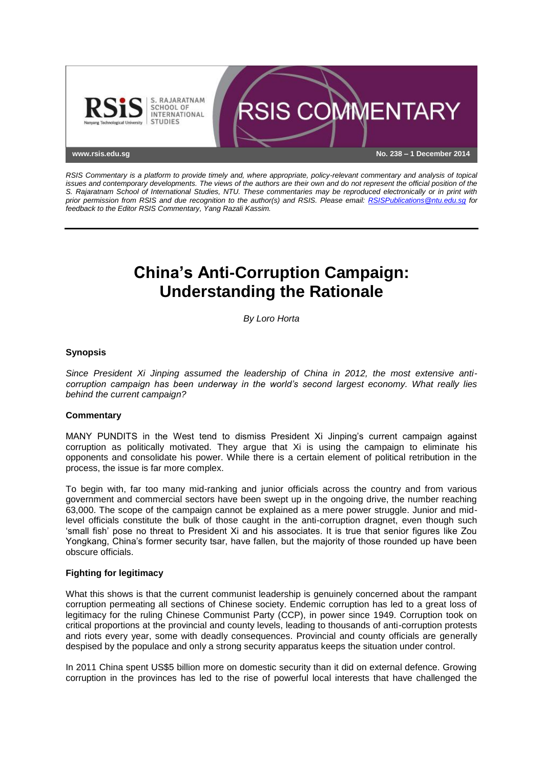RSIS COMMENTARY

www.rsis.edu.sg

No. 238 – 1 December 2014

*RSIS Commentary is a platform to provide timely and, where appropriate, policy-relevant commentary and analysis of topical issues and contemporary developments. The views of the authors are their own and do not represent the official position of the S. Rajaratnam School of International Studies, NTU. These commentaries may be reproduced electronically or in print with prior permission from RSIS and due recognition to the author(s) and RSIS. Please email: RSISPublications@ntu.edu.sg for feedback to the Editor RSIS Commentary, Yang Razali Kassim.*

# China's Anti-Corruption Campaign: Understanding the Rationale

*By Loro Horta*

### Synopsis

*Since President Xi Jinping assumed the leadership of China in 2012, the most extensive anti-corruption campaign has been underway in the world's second largest economy. What really lies behind the current campaign?*

### Commentary

MANY PUNDITS in the West tend to dismiss President Xi Jinping's current campaign against corruption as politically motivated. They argue that Xi is using the campaign to eliminate his opponents and consolidate his power. While there is a certain element of political retribution in the process, the issue is far more complex.

To begin with, far too many mid-ranking and junior officials across the country and from various government and commercial sectors have been swept up in the ongoing drive, the number reaching 63,000. The scope of the campaign cannot be explained as a mere power struggle. Junior and mid-level officials constitute the bulk of those caught in the anti-corruption dragnet, even though such 'small fish' pose no threat to President Xi and his associates. It is true that senior figures like Zou Yongkang, China's former security tsar, have fallen, but the majority of those rounded up have been obscure officials.

### Fighting for legitimacy

What this shows is that the current communist leadership is genuinely concerned about the rampant corruption permeating all sections of Chinese society. Endemic corruption has led to a great loss of legitimacy for the ruling Chinese Communist Party (CCP), in power since 1949. Corruption took on critical proportions at the provincial and county levels, leading to thousands of anti-corruption protests and riots every year, some with deadly consequences. Provincial and county officials are generally despised by the populace and only a strong security apparatus keeps the situation under control.

In 2011 China spent US$5 billion more on domestic security than it did on external defence. Growing corruption in the provinces has led to the rise of powerful local interests that have challenged the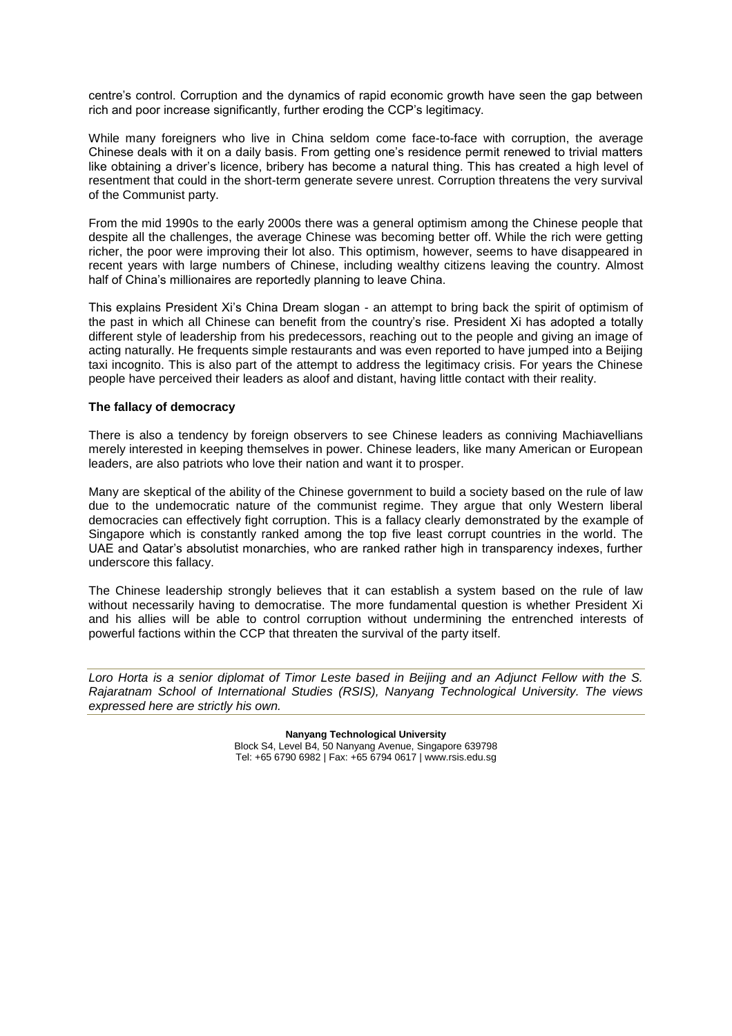centre's control. Corruption and the dynamics of rapid economic growth have seen the gap between rich and poor increase significantly, further eroding the CCP's legitimacy.

While many foreigners who live in China seldom come face-to-face with corruption, the average Chinese deals with it on a daily basis. From getting one's residence permit renewed to trivial matters like obtaining a driver's licence, bribery has become a natural thing. This has created a high level of resentment that could in the short-term generate severe unrest. Corruption threatens the very survival of the Communist party.

From the mid 1990s to the early 2000s there was a general optimism among the Chinese people that despite all the challenges, the average Chinese was becoming better off. While the rich were getting richer, the poor were improving their lot also. This optimism, however, seems to have disappeared in recent years with large numbers of Chinese, including wealthy citizens leaving the country. Almost half of China's millionaires are reportedly planning to leave China.

This explains President Xi's China Dream slogan - an attempt to bring back the spirit of optimism of the past in which all Chinese can benefit from the country's rise. President Xi has adopted a totally different style of leadership from his predecessors, reaching out to the people and giving an image of acting naturally. He frequents simple restaurants and was even reported to have jumped into a Beijing taxi incognito. This is also part of the attempt to address the legitimacy crisis. For years the Chinese people have perceived their leaders as aloof and distant, having little contact with their reality.

### The fallacy of democracy

There is also a tendency by foreign observers to see Chinese leaders as conniving Machiavellians merely interested in keeping themselves in power. Chinese leaders, like many American or European leaders, are also patriots who love their nation and want it to prosper.

Many are skeptical of the ability of the Chinese government to build a society based on the rule of law due to the undemocratic nature of the communist regime. They argue that only Western liberal democracies can effectively fight corruption. This is a fallacy clearly demonstrated by the example of Singapore which is constantly ranked among the top five least corrupt countries in the world. The UAE and Qatar's absolutist monarchies, who are ranked rather high in transparency indexes, further underscore this fallacy.

The Chinese leadership strongly believes that it can establish a system based on the rule of law without necessarily having to democratise. The more fundamental question is whether President Xi and his allies will be able to control corruption without undermining the entrenched interests of powerful factions within the CCP that threaten the survival of the party itself.

*Loro Horta is a senior diplomat of Timor Leste based in Beijing and an Adjunct Fellow with the S. Rajaratnam School of International Studies (RSIS), Nanyang Technological University. The views expressed here are strictly his own.*

**Nanyang Technological University**
Block S4, Level B4, 50 Nanyang Avenue, Singapore 639798
Tel: +65 6790 6982 | Fax: +65 6794 0617 | www.rsis.edu.sg